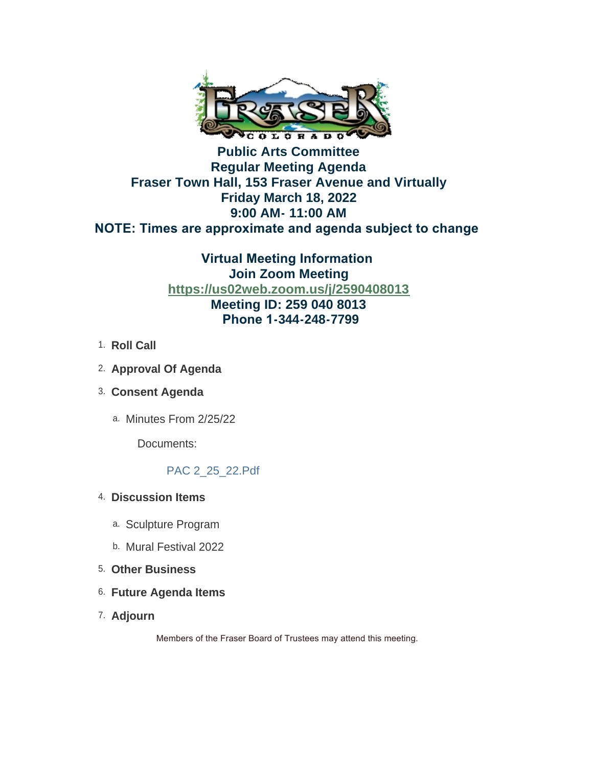# Public Arts Committee
## Regular Meeting Agenda
## Fraser Town Hall, 153 Fraser Avenue and Virtually
## Friday March 18, 2022
## 9:00 AM- 11:00 AM
## NOTE: Times are approximate and agenda subject to change

**Virtual Meeting Information**
**Join Zoom Meeting**
**https://us02web.zoom.us/j/2590408013**
**Meeting ID: 259 040 8013**
**Phone 1-344-248-7799**

1. **Roll Call**
2. **Approval Of Agenda**
3. **Consent Agenda**
   a. Minutes From 2/25/22

      Documents:

      PAC 2_25_22.Pdf
4. **Discussion Items**
   a. Sculpture Program
   b. Mural Festival 2022
5. **Other Business**
6. **Future Agenda Items**
7. **Adjourn**

Members of the Fraser Board of Trustees may attend this meeting.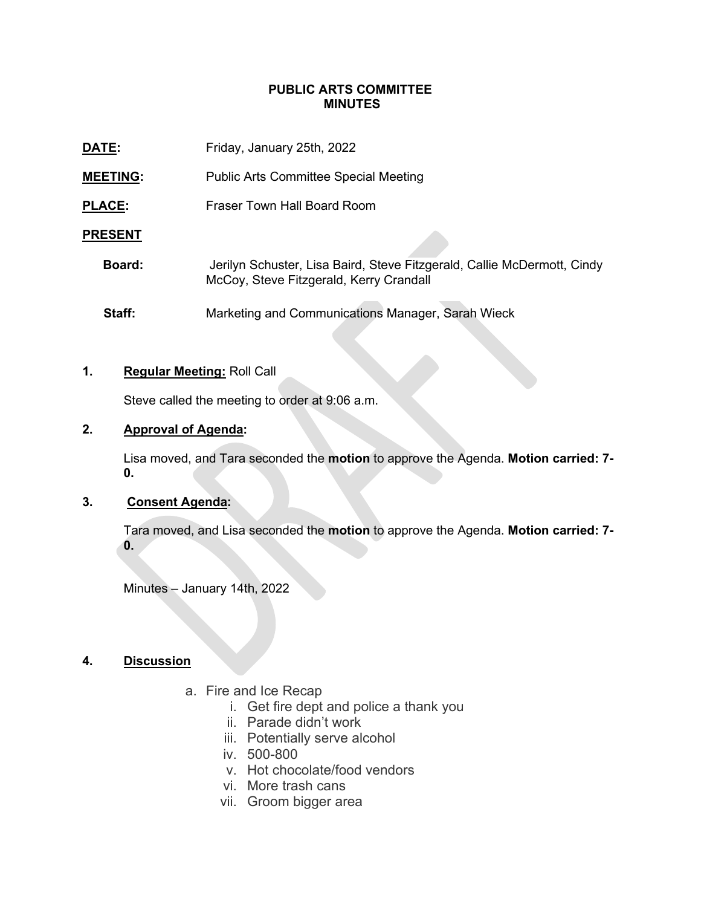## PUBLIC ARTS COMMITTEE
## MINUTES

**DATE:** Friday, January 25th, 2022

**MEETING:** Public Arts Committee Special Meeting

**PLACE:** Fraser Town Hall Board Room

**PRESENT**

**Board:** Jerilyn Schuster, Lisa Baird, Steve Fitzgerald, Callie McDermott, Cindy McCoy, Steve Fitzgerald, Kerry Crandall

**Staff:** Marketing and Communications Manager, Sarah Wieck

**1. Regular Meeting:** Roll Call

Steve called the meeting to order at 9:06 a.m.

**2. Approval of Agenda:**

Lisa moved, and Tara seconded the **motion** to approve the Agenda. **Motion carried: 7-0.**

**3. Consent Agenda:**

Tara moved, and Lisa seconded the **motion** to approve the Agenda. **Motion carried: 7-0.**

Minutes – January 14th, 2022

**4. Discussion**

a. Fire and Ice Recap
   i. Get fire dept and police a thank you
   ii. Parade didn't work
   iii. Potentially serve alcohol
   iv. 500-800
   v. Hot chocolate/food vendors
   vi. More trash cans
   vii. Groom bigger area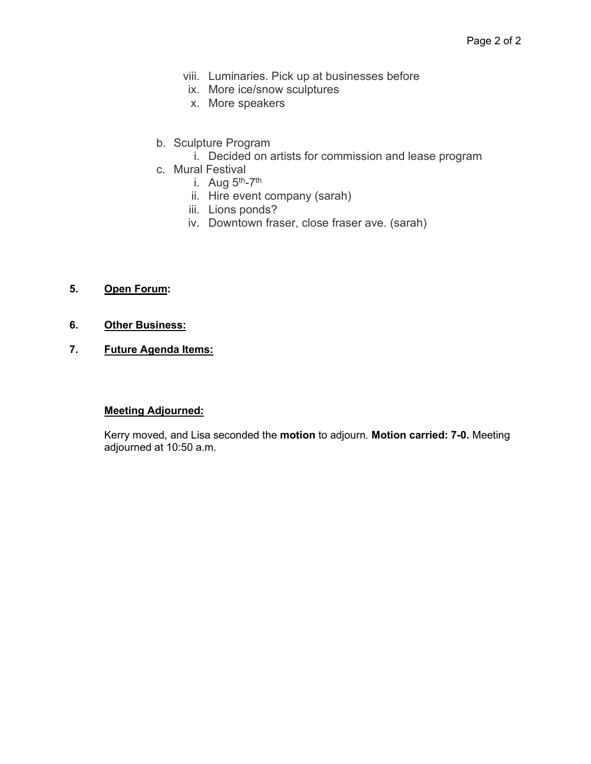viii. Luminaries. Pick up at businesses before
ix. More ice/snow sculptures
x. More speakers

b. Sculpture Program
   i. Decided on artists for commission and lease program
c. Mural Festival
   i. Aug 5th-7th
   ii. Hire event company (sarah)
   iii. Lions ponds?
   iv. Downtown fraser, close fraser ave. (sarah)

**5. <u>Open Forum</u>:**

**6. <u>Other Business:</u>**

**7. <u>Future Agenda Items:</u>**

**<u>Meeting Adjourned:</u>**

Kerry moved, and Lisa seconded the **motion** to adjourn. **Motion carried: 7-0.** Meeting adjourned at 10:50 a.m.